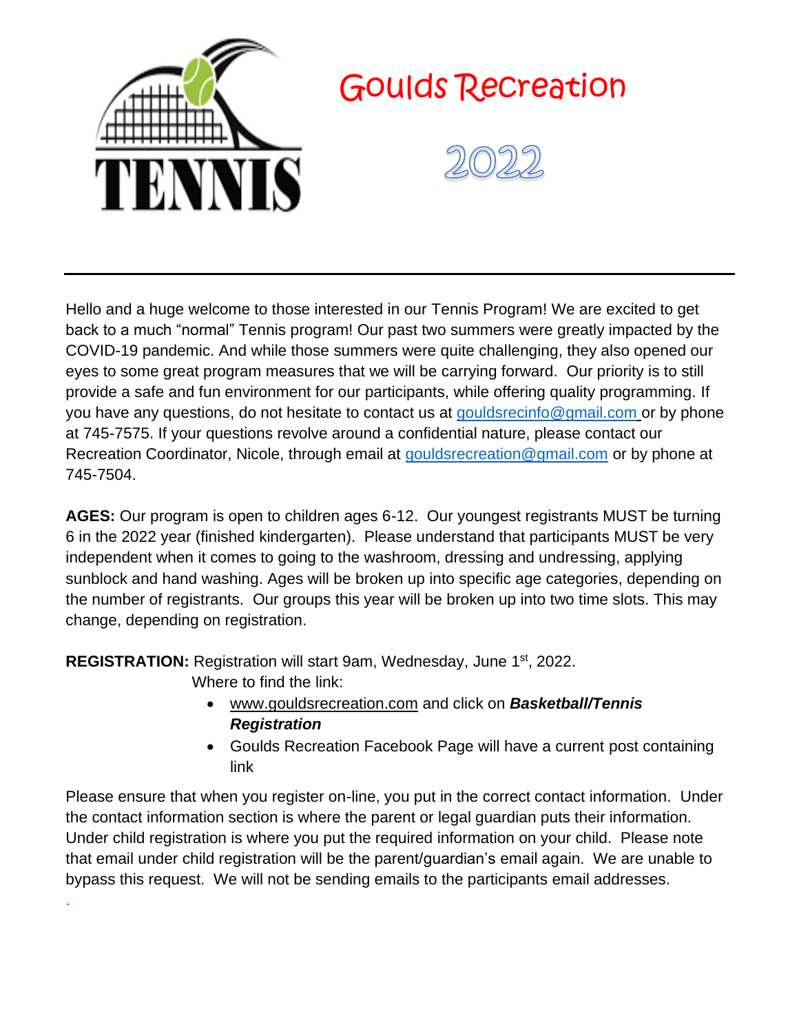TENNIS

# Goulds Recreation

# 2022

---

Hello and a huge welcome to those interested in our Tennis Program! We are excited to get back to a much "normal" Tennis program! Our past two summers were greatly impacted by the COVID-19 pandemic. And while those summers were quite challenging, they also opened our eyes to some great program measures that we will be carrying forward. Our priority is to still provide a safe and fun environment for our participants, while offering quality programming. If you have any questions, do not hesitate to contact us at gouldsrecinfo@gmail.com or by phone at 745-7575. If your questions revolve around a confidential nature, please contact our Recreation Coordinator, Nicole, through email at gouldsrecreation@gmail.com or by phone at 745-7504.

**AGES:** Our program is open to children ages 6-12. Our youngest registrants MUST be turning 6 in the 2022 year (finished kindergarten). Please understand that participants MUST be very independent when it comes to going to the washroom, dressing and undressing, applying sunblock and hand washing. Ages will be broken up into specific age categories, depending on the number of registrants. Our groups this year will be broken up into two time slots. This may change, depending on registration.

**REGISTRATION:** Registration will start 9am, Wednesday, June 1st, 2022.

Where to find the link:

- www.gouldsrecreation.com and click on ***Basketball/Tennis Registration***
- Goulds Recreation Facebook Page will have a current post containing link

Please ensure that when you register on-line, you put in the correct contact information. Under the contact information section is where the parent or legal guardian puts their information. Under child registration is where you put the required information on your child. Please note that email under child registration will be the parent/guardian's email again. We are unable to bypass this request. We will not be sending emails to the participants email addresses.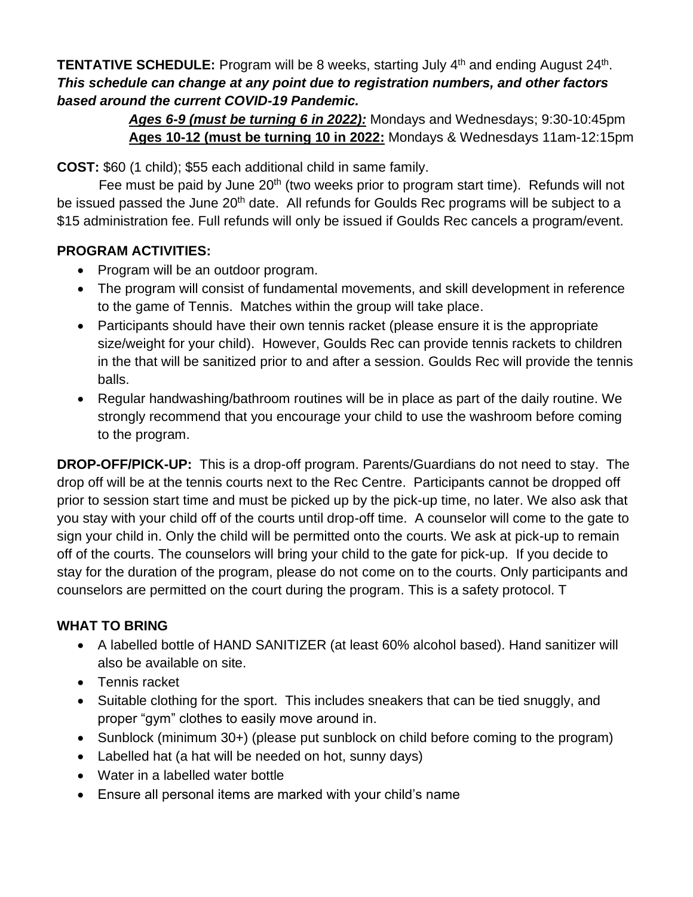**TENTATIVE SCHEDULE:** Program will be 8 weeks, starting July 4th and ending August 24th. ***This schedule can change at any point due to registration numbers, and other factors based around the current COVID-19 Pandemic.***

> ***Ages 6-9 (must be turning 6 in 2022):*** Mondays and Wednesdays; 9:30-10:45pm
> **Ages 10-12 (must be turning 10 in 2022:** Mondays & Wednesdays 11am-12:15pm

**COST:** $60 (1 child); $55 each additional child in same family.

Fee must be paid by June 20th (two weeks prior to program start time). Refunds will not be issued passed the June 20th date. All refunds for Goulds Rec programs will be subject to a $15 administration fee. Full refunds will only be issued if Goulds Rec cancels a program/event.

**PROGRAM ACTIVITIES:**

- Program will be an outdoor program.
- The program will consist of fundamental movements, and skill development in reference to the game of Tennis. Matches within the group will take place.
- Participants should have their own tennis racket (please ensure it is the appropriate size/weight for your child). However, Goulds Rec can provide tennis rackets to children in the that will be sanitized prior to and after a session. Goulds Rec will provide the tennis balls.
- Regular handwashing/bathroom routines will be in place as part of the daily routine. We strongly recommend that you encourage your child to use the washroom before coming to the program.

**DROP-OFF/PICK-UP:** This is a drop-off program. Parents/Guardians do not need to stay. The drop off will be at the tennis courts next to the Rec Centre. Participants cannot be dropped off prior to session start time and must be picked up by the pick-up time, no later. We also ask that you stay with your child off of the courts until drop-off time. A counselor will come to the gate to sign your child in. Only the child will be permitted onto the courts. We ask at pick-up to remain off of the courts. The counselors will bring your child to the gate for pick-up. If you decide to stay for the duration of the program, please do not come on to the courts. Only participants and counselors are permitted on the court during the program. This is a safety protocol. T

**WHAT TO BRING**

- A labelled bottle of HAND SANITIZER (at least 60% alcohol based). Hand sanitizer will also be available on site.
- Tennis racket
- Suitable clothing for the sport. This includes sneakers that can be tied snuggly, and proper "gym" clothes to easily move around in.
- Sunblock (minimum 30+) (please put sunblock on child before coming to the program)
- Labelled hat (a hat will be needed on hot, sunny days)
- Water in a labelled water bottle
- Ensure all personal items are marked with your child's name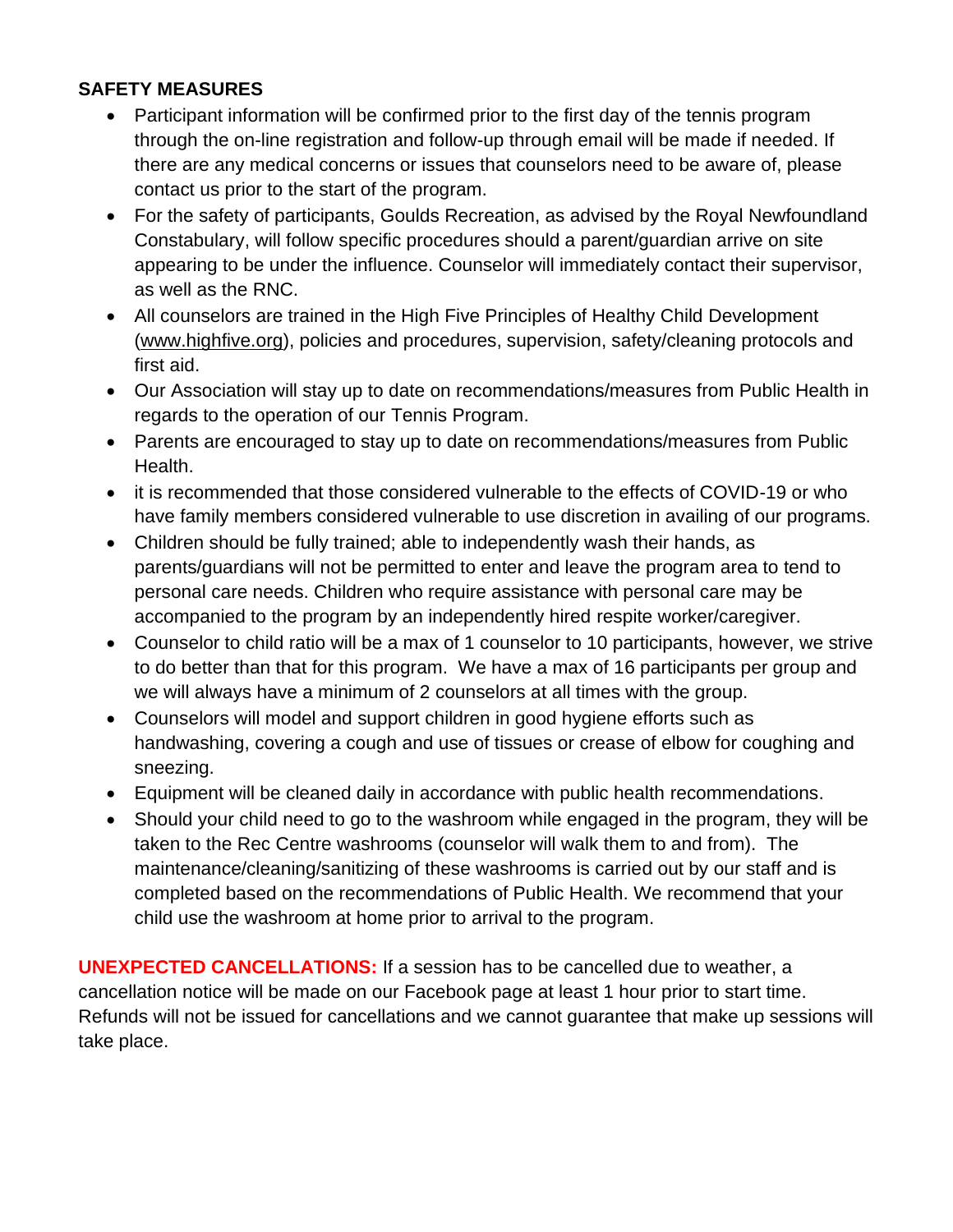**SAFETY MEASURES**

- Participant information will be confirmed prior to the first day of the tennis program through the on-line registration and follow-up through email will be made if needed. If there are any medical concerns or issues that counselors need to be aware of, please contact us prior to the start of the program.
- For the safety of participants, Goulds Recreation, as advised by the Royal Newfoundland Constabulary, will follow specific procedures should a parent/guardian arrive on site appearing to be under the influence. Counselor will immediately contact their supervisor, as well as the RNC.
- All counselors are trained in the High Five Principles of Healthy Child Development (www.highfive.org), policies and procedures, supervision, safety/cleaning protocols and first aid.
- Our Association will stay up to date on recommendations/measures from Public Health in regards to the operation of our Tennis Program.
- Parents are encouraged to stay up to date on recommendations/measures from Public Health.
- it is recommended that those considered vulnerable to the effects of COVID-19 or who have family members considered vulnerable to use discretion in availing of our programs.
- Children should be fully trained; able to independently wash their hands, as parents/guardians will not be permitted to enter and leave the program area to tend to personal care needs. Children who require assistance with personal care may be accompanied to the program by an independently hired respite worker/caregiver.
- Counselor to child ratio will be a max of 1 counselor to 10 participants, however, we strive to do better than that for this program. We have a max of 16 participants per group and we will always have a minimum of 2 counselors at all times with the group.
- Counselors will model and support children in good hygiene efforts such as handwashing, covering a cough and use of tissues or crease of elbow for coughing and sneezing.
- Equipment will be cleaned daily in accordance with public health recommendations.
- Should your child need to go to the washroom while engaged in the program, they will be taken to the Rec Centre washrooms (counselor will walk them to and from). The maintenance/cleaning/sanitizing of these washrooms is carried out by our staff and is completed based on the recommendations of Public Health. We recommend that your child use the washroom at home prior to arrival to the program.

**UNEXPECTED CANCELLATIONS:** If a session has to be cancelled due to weather, a cancellation notice will be made on our Facebook page at least 1 hour prior to start time. Refunds will not be issued for cancellations and we cannot guarantee that make up sessions will take place.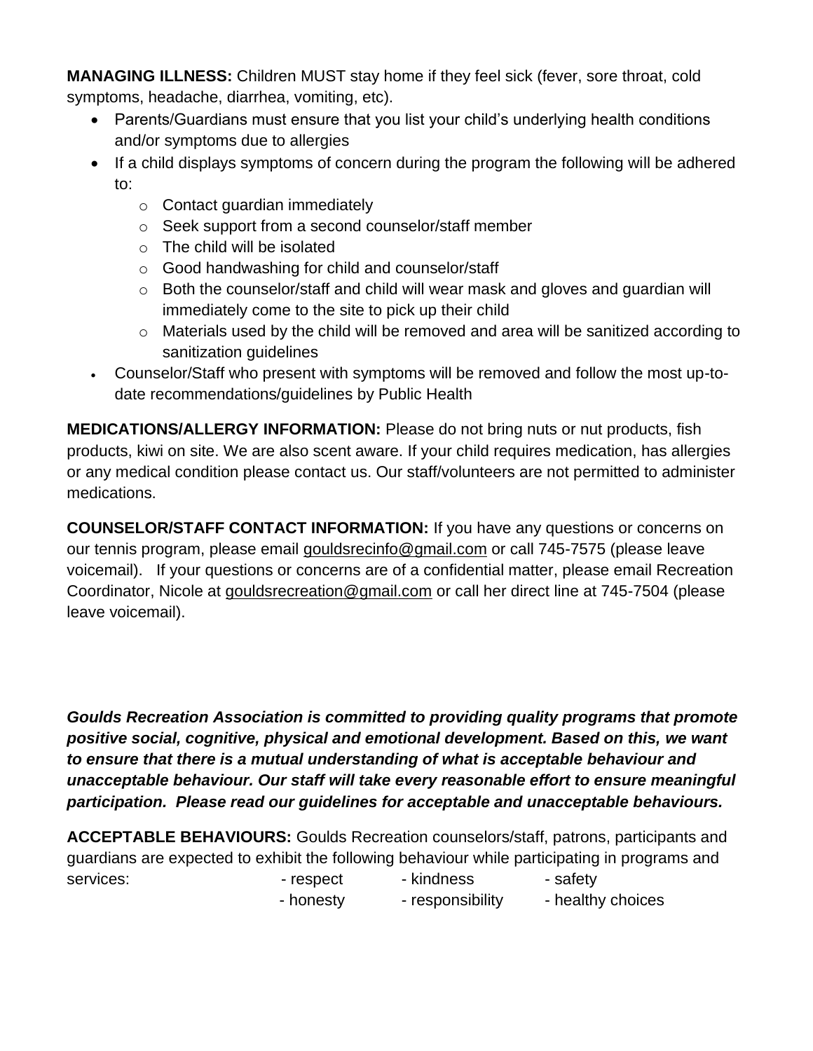**MANAGING ILLNESS:** Children MUST stay home if they feel sick (fever, sore throat, cold symptoms, headache, diarrhea, vomiting, etc).

- Parents/Guardians must ensure that you list your child's underlying health conditions and/or symptoms due to allergies
- If a child displays symptoms of concern during the program the following will be adhered to:
    - Contact guardian immediately
    - Seek support from a second counselor/staff member
    - The child will be isolated
    - Good handwashing for child and counselor/staff
    - Both the counselor/staff and child will wear mask and gloves and guardian will immediately come to the site to pick up their child
    - Materials used by the child will be removed and area will be sanitized according to sanitization guidelines
- Counselor/Staff who present with symptoms will be removed and follow the most up-to-date recommendations/guidelines by Public Health

**MEDICATIONS/ALLERGY INFORMATION:** Please do not bring nuts or nut products, fish products, kiwi on site. We are also scent aware. If your child requires medication, has allergies or any medical condition please contact us. Our staff/volunteers are not permitted to administer medications.

**COUNSELOR/STAFF CONTACT INFORMATION:** If you have any questions or concerns on our tennis program, please email gouldsrecinfo@gmail.com or call 745-7575 (please leave voicemail). If your questions or concerns are of a confidential matter, please email Recreation Coordinator, Nicole at gouldsrecreation@gmail.com or call her direct line at 745-7504 (please leave voicemail).

***Goulds Recreation Association is committed to providing quality programs that promote positive social, cognitive, physical and emotional development. Based on this, we want to ensure that there is a mutual understanding of what is acceptable behaviour and unacceptable behaviour. Our staff will take every reasonable effort to ensure meaningful participation. Please read our guidelines for acceptable and unacceptable behaviours.***

**ACCEPTABLE BEHAVIOURS:** Goulds Recreation counselors/staff, patrons, participants and guardians are expected to exhibit the following behaviour while participating in programs and services:

- respect
- kindness
- safety
- honesty
- responsibility
- healthy choices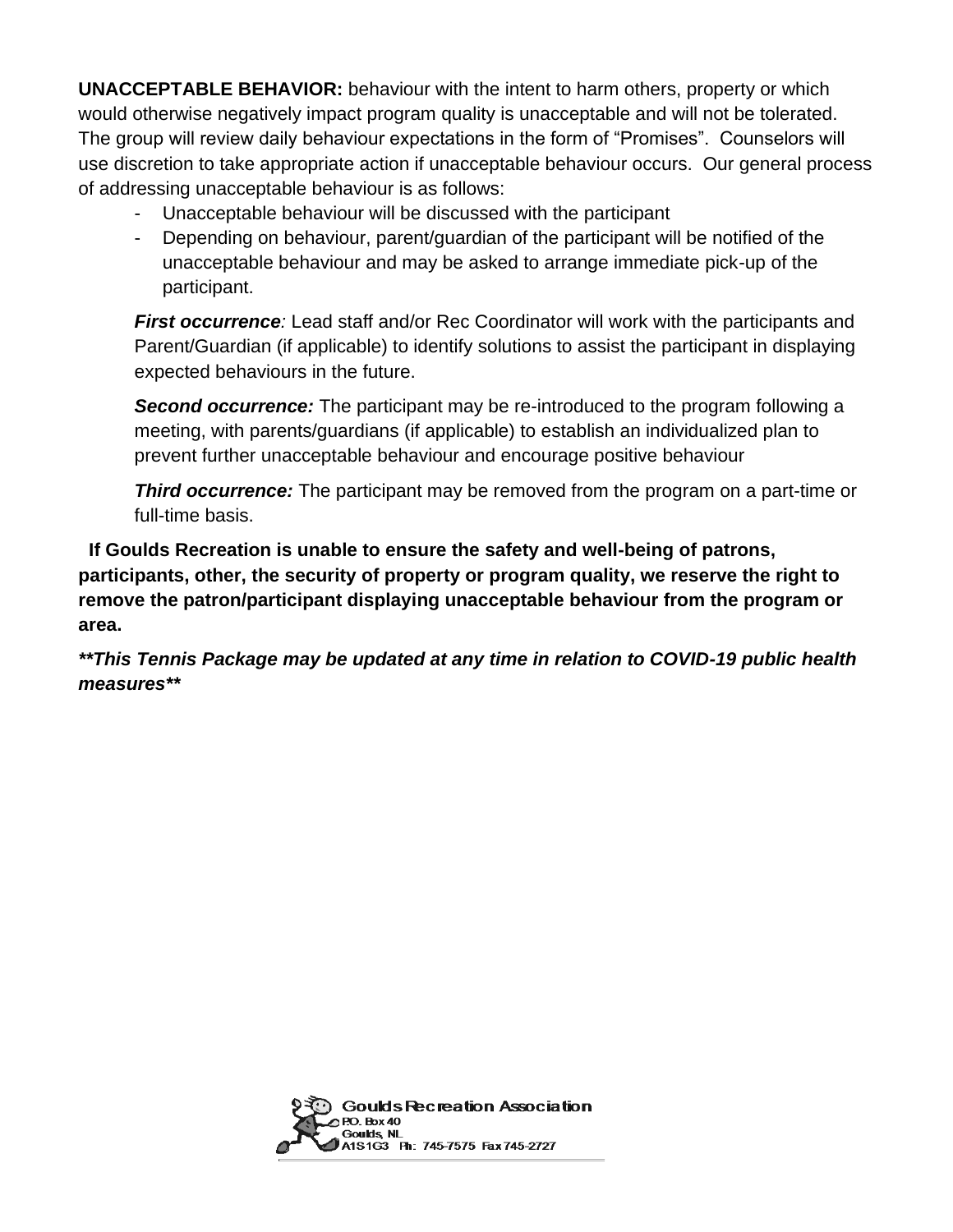**UNACCEPTABLE BEHAVIOR:** behaviour with the intent to harm others, property or which would otherwise negatively impact program quality is unacceptable and will not be tolerated. The group will review daily behaviour expectations in the form of "Promises". Counselors will use discretion to take appropriate action if unacceptable behaviour occurs. Our general process of addressing unacceptable behaviour is as follows:

- Unacceptable behaviour will be discussed with the participant
- Depending on behaviour, parent/guardian of the participant will be notified of the unacceptable behaviour and may be asked to arrange immediate pick-up of the participant.

***First occurrence***: Lead staff and/or Rec Coordinator will work with the participants and Parent/Guardian (if applicable) to identify solutions to assist the participant in displaying expected behaviours in the future.

***Second occurrence:*** The participant may be re-introduced to the program following a meeting, with parents/guardians (if applicable) to establish an individualized plan to prevent further unacceptable behaviour and encourage positive behaviour

***Third occurrence:*** The participant may be removed from the program on a part-time or full-time basis.

**If Goulds Recreation is unable to ensure the safety and well-being of patrons, participants, other, the security of property or program quality, we reserve the right to remove the patron/participant displaying unacceptable behaviour from the program or area.**

***\*\*This Tennis Package may be updated at any time in relation to COVID-19 public health measures\*\****

Goulds Recreation Association
P.O. Box 40
Goulds, NL
A1S1G3 Ph: 745-7575 Fax 745-2727